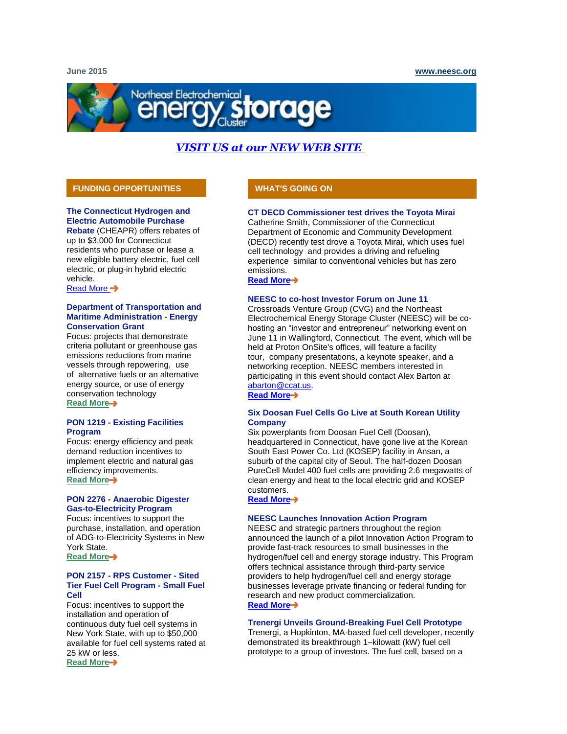June 2015 www.neesc.org

# Northeast Electrochemical Energy Storage Cluster

***VISIT US at our NEW WEB SITE***

## FUNDING OPPORTUNITIES

**The Connecticut Hydrogen and Electric Automobile Purchase Rebate** (CHEAPR) offers rebates of up to $3,000 for Connecticut residents who purchase or lease a new eligible battery electric, fuel cell electric, or plug-in hybrid electric vehicle.
Read More

**Department of Transportation and Maritime Administration - Energy Conservation Grant**
Focus: projects that demonstrate criteria pollutant or greenhouse gas emissions reductions from marine vessels through repowering, use of alternative fuels or an alternative energy source, or use of energy conservation technology
**Read More**

**PON 1219 - Existing Facilities Program**
Focus: energy efficiency and peak demand reduction incentives to implement electric and natural gas efficiency improvements.
**Read More**

**PON 2276 - Anaerobic Digester Gas-to-Electricity Program**
Focus: incentives to support the purchase, installation, and operation of ADG-to-Electricity Systems in New York State.
**Read More**

**PON 2157 - RPS Customer - Sited Tier Fuel Cell Program - Small Fuel Cell**
Focus: incentives to support the installation and operation of continuous duty fuel cell systems in New York State, with up to $50,000 available for fuel cell systems rated at 25 kW or less.
**Read More**

## WHAT'S GOING ON

**CT DECD Commissioner test drives the Toyota Mirai**
Catherine Smith, Commissioner of the Connecticut Department of Economic and Community Development (DECD) recently test drove a Toyota Mirai, which uses fuel cell technology and provides a driving and refueling experience similar to conventional vehicles but has zero emissions.
**Read More**

**NEESC to co-host Investor Forum on June 11**
Crossroads Venture Group (CVG) and the Northeast Electrochemical Energy Storage Cluster (NEESC) will be co-hosting an "investor and entrepreneur" networking event on June 11 in Wallingford, Connecticut. The event, which will be held at Proton OnSite's offices, will feature a facility tour, company presentations, a keynote speaker, and a networking reception. NEESC members interested in participating in this event should contact Alex Barton at abarton@ccat.us.
**Read More**

**Six Doosan Fuel Cells Go Live at South Korean Utility Company**
Six powerplants from Doosan Fuel Cell (Doosan), headquartered in Connecticut, have gone live at the Korean South East Power Co. Ltd (KOSEP) facility in Ansan, a suburb of the capital city of Seoul. The half-dozen Doosan PureCell Model 400 fuel cells are providing 2.6 megawatts of clean energy and heat to the local electric grid and KOSEP customers.
**Read More**

**NEESC Launches Innovation Action Program**
NEESC and strategic partners throughout the region announced the launch of a pilot Innovation Action Program to provide fast-track resources to small businesses in the hydrogen/fuel cell and energy storage industry. This Program offers technical assistance through third-party service providers to help hydrogen/fuel cell and energy storage businesses leverage private financing or federal funding for research and new product commercialization.
**Read More**

**Trenergi Unveils Ground-Breaking Fuel Cell Prototype**
Trenergi, a Hopkinton, MA-based fuel cell developer, recently demonstrated its breakthrough 1–kilowatt (kW) fuel cell prototype to a group of investors. The fuel cell, based on a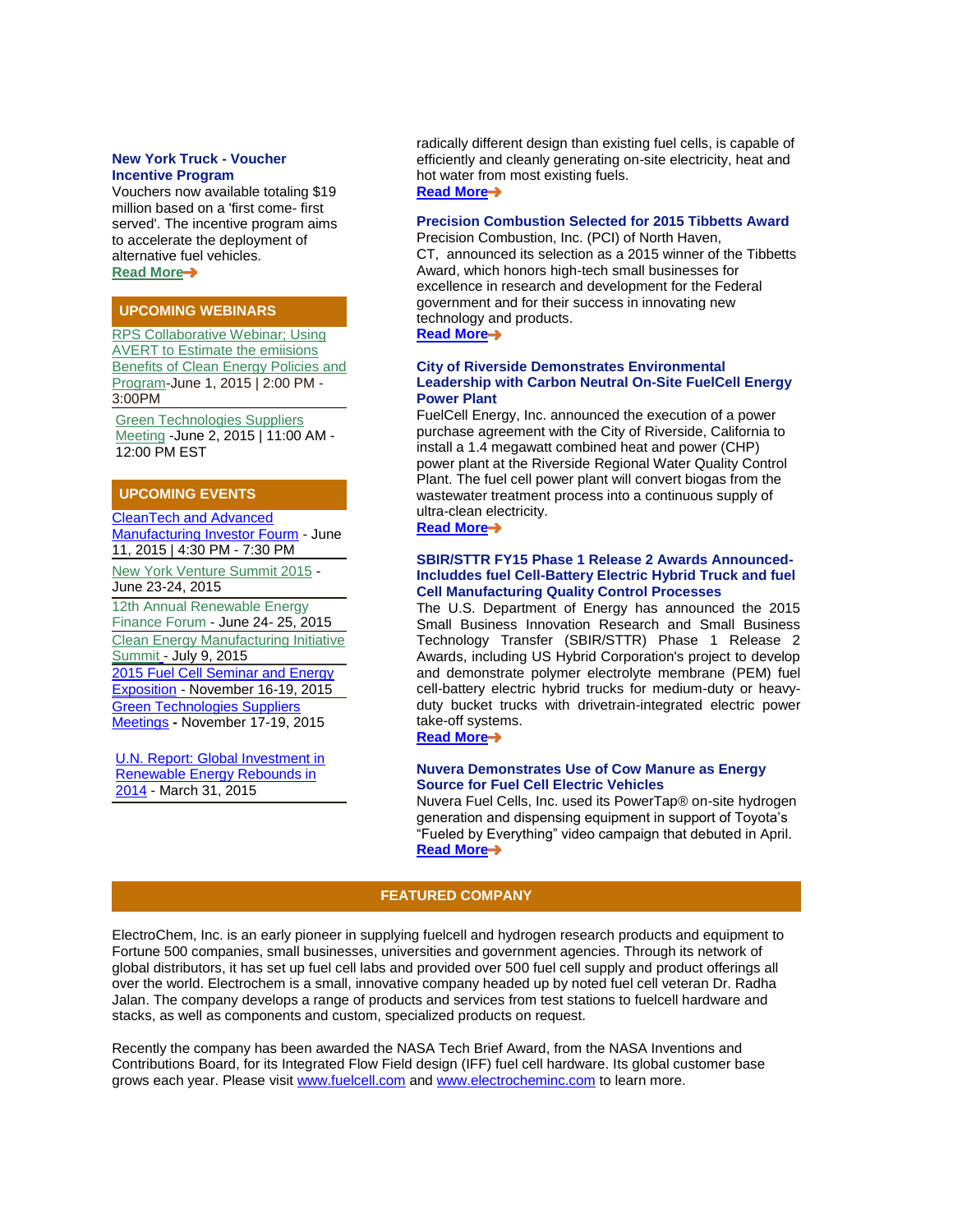**New York Truck - Voucher Incentive Program**

Vouchers now available totaling $19 million based on a 'first come- first served'. The incentive program aims to accelerate the deployment of alternative fuel vehicles.

**Read More➔**

## UPCOMING WEBINARS

RPS Collaborative Webinar; Using AVERT to Estimate the emiisions Benefits of Clean Energy Policies and Program-June 1, 2015 | 2:00 PM - 3:00PM

Green Technologies Suppliers Meeting -June 2, 2015 | 11:00 AM - 12:00 PM EST

## UPCOMING EVENTS

CleanTech and Advanced Manufacturing Investor Fourm - June 11, 2015 | 4:30 PM - 7:30 PM

New York Venture Summit 2015 - June 23-24, 2015

12th Annual Renewable Energy Finance Forum - June 24- 25, 2015

Clean Energy Manufacturing Initiative Summit - July 9, 2015

2015 Fuel Cell Seminar and Energy Exposition - November 16-19, 2015

Green Technologies Suppliers Meetings - November 17-19, 2015

U.N. Report: Global Investment in Renewable Energy Rebounds in 2014 - March 31, 2015

radically different design than existing fuel cells, is capable of efficiently and cleanly generating on-site electricity, heat and hot water from most existing fuels.

**Read More➔**

**Precision Combustion Selected for 2015 Tibbetts Award**

Precision Combustion, Inc. (PCI) of North Haven, CT, announced its selection as a 2015 winner of the Tibbetts Award, which honors high-tech small businesses for excellence in research and development for the Federal government and for their success in innovating new technology and products.

**Read More➔**

**City of Riverside Demonstrates Environmental Leadership with Carbon Neutral On-Site FuelCell Energy Power Plant**

FuelCell Energy, Inc. announced the execution of a power purchase agreement with the City of Riverside, California to install a 1.4 megawatt combined heat and power (CHP) power plant at the Riverside Regional Water Quality Control Plant. The fuel cell power plant will convert biogas from the wastewater treatment process into a continuous supply of ultra-clean electricity.

**Read More➔**

**SBIR/STTR FY15 Phase 1 Release 2 Awards Announced-Includdes fuel Cell-Battery Electric Hybrid Truck and fuel Cell Manufacturing Quality Control Processes**

The U.S. Department of Energy has announced the 2015 Small Business Innovation Research and Small Business Technology Transfer (SBIR/STTR) Phase 1 Release 2 Awards, including US Hybrid Corporation's project to develop and demonstrate polymer electrolyte membrane (PEM) fuel cell-battery electric hybrid trucks for medium-duty or heavy-duty bucket trucks with drivetrain-integrated electric power take-off systems.

**Read More➔**

**Nuvera Demonstrates Use of Cow Manure as Energy Source for Fuel Cell Electric Vehicles**

Nuvera Fuel Cells, Inc. used its PowerTap® on-site hydrogen generation and dispensing equipment in support of Toyota's "Fueled by Everything" video campaign that debuted in April.

**Read More➔**

## FEATURED COMPANY

ElectroChem, Inc. is an early pioneer in supplying fuelcell and hydrogen research products and equipment to Fortune 500 companies, small businesses, universities and government agencies. Through its network of global distributors, it has set up fuel cell labs and provided over 500 fuel cell supply and product offerings all over the world. Electrochem is a small, innovative company headed up by noted fuel cell veteran Dr. Radha Jalan. The company develops a range of products and services from test stations to fuelcell hardware and stacks, as well as components and custom, specialized products on request.

Recently the company has been awarded the NASA Tech Brief Award, from the NASA Inventions and Contributions Board, for its Integrated Flow Field design (IFF) fuel cell hardware. Its global customer base grows each year. Please visit www.fuelcell.com and www.electrocheminc.com to learn more.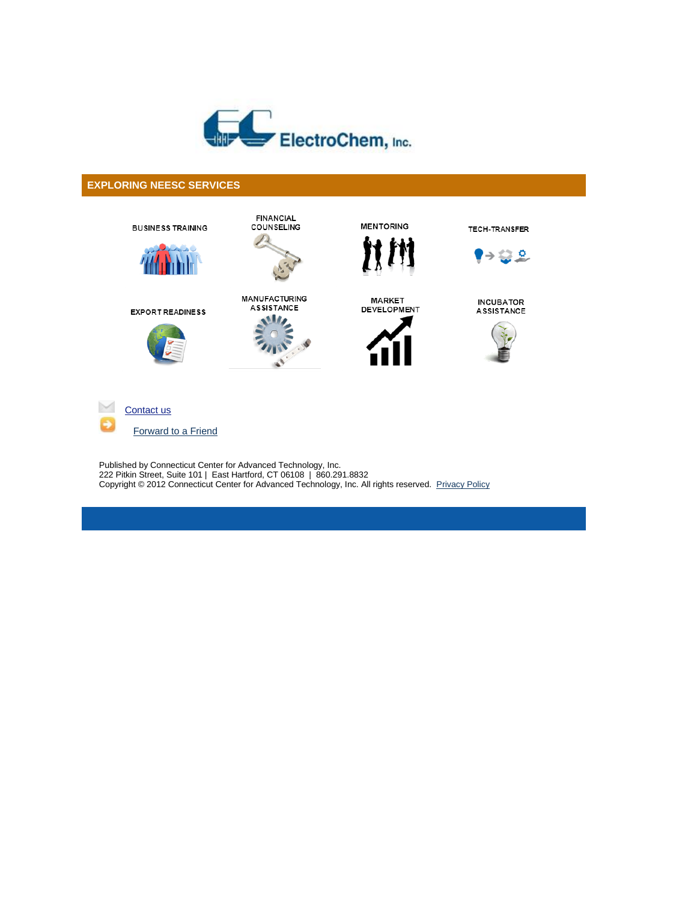ElectroChem, Inc.

## EXPLORING NEESC SERVICES

BUSINESS TRAINING

FINANCIAL COUNSELING

MENTORING

TECH-TRANSFER

EXPORT READINESS

MANUFACTURING ASSISTANCE

MARKET DEVELOPMENT

INCUBATOR ASSISTANCE

Contact us

Forward to a Friend

Published by Connecticut Center for Advanced Technology, Inc.
222 Pitkin Street, Suite 101 | East Hartford, CT 06108 | 860.291.8832
Copyright © 2012 Connecticut Center for Advanced Technology, Inc. All rights reserved. Privacy Policy